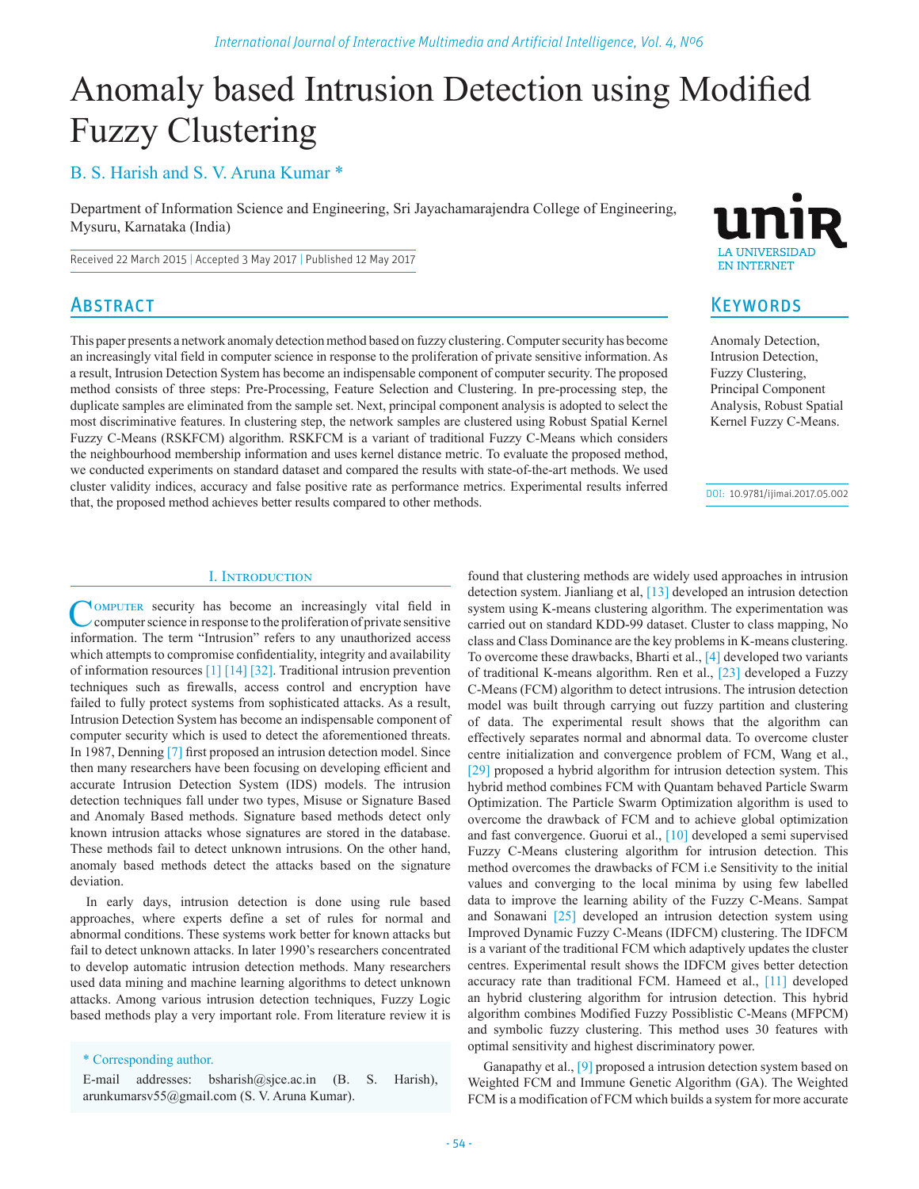# Anomaly based Intrusion Detection using Modified Fuzzy Clustering

B. S. Harish and S. V. Aruna Kumar *

Department of Information Science and Engineering, Sri Jayachamarajendra College of Engineering, Mysuru, Karnataka (India)

Received 22 March 2015 | Accepted 3 May 2017 | Published 12 May 2017

## Abstract

This paper presents a network anomaly detection method based on fuzzy clustering. Computer security has become an increasingly vital field in computer science in response to the proliferation of private sensitive information. As a result, Intrusion Detection System has become an indispensable component of computer security. The proposed method consists of three steps: Pre-Processing, Feature Selection and Clustering. In pre-processing step, the duplicate samples are eliminated from the sample set. Next, principal component analysis is adopted to select the most discriminative features. In clustering step, the network samples are clustered using Robust Spatial Kernel Fuzzy C-Means (RSKFCM) algorithm. RSKFCM is a variant of traditional Fuzzy C-Means which considers the neighbourhood membership information and uses kernel distance metric. To evaluate the proposed method, we conducted experiments on standard dataset and compared the results with state-of-the-art methods. We used cluster validity indices, accuracy and false positive rate as performance metrics. Experimental results inferred that, the proposed method achieves better results compared to other methods.

## Keywords

Anomaly Detection, Intrusion Detection, Fuzzy Clustering, Principal Component Analysis, Robust Spatial Kernel Fuzzy C-Means.

DOI: 10.9781/ijimai.2017.05.002

## I. Introduction

Computer security has become an increasingly vital field in computer science in response to the proliferation of private sensitive information. The term "Intrusion" refers to any unauthorized access which attempts to compromise confidentiality, integrity and availability of information resources [1] [14] [32]. Traditional intrusion prevention techniques such as firewalls, access control and encryption have failed to fully protect systems from sophisticated attacks. As a result, Intrusion Detection System has become an indispensable component of computer security which is used to detect the aforementioned threats. In 1987, Denning [7] first proposed an intrusion detection model. Since then many researchers have been focusing on developing efficient and accurate Intrusion Detection System (IDS) models. The intrusion detection techniques fall under two types, Misuse or Signature Based and Anomaly Based methods. Signature based methods detect only known intrusion attacks whose signatures are stored in the database. These methods fail to detect unknown intrusions. On the other hand, anomaly based methods detect the attacks based on the signature deviation.

In early days, intrusion detection is done using rule based approaches, where experts define a set of rules for normal and abnormal conditions. These systems work better for known attacks but fail to detect unknown attacks. In later 1990's researchers concentrated to develop automatic intrusion detection methods. Many researchers used data mining and machine learning algorithms to detect unknown attacks. Among various intrusion detection techniques, Fuzzy Logic based methods play a very important role. From literature review it is found that clustering methods are widely used approaches in intrusion detection system. Jianliang et al, [13] developed an intrusion detection system using K-means clustering algorithm. The experimentation was carried out on standard KDD-99 dataset. Cluster to class mapping, No class and Class Dominance are the key problems in K-means clustering. To overcome these drawbacks, Bharti et al., [4] developed two variants of traditional K-means algorithm. Ren et al., [23] developed a Fuzzy C-Means (FCM) algorithm to detect intrusions. The intrusion detection model was built through carrying out fuzzy partition and clustering of data. The experimental result shows that the algorithm can effectively separates normal and abnormal data. To overcome cluster centre initialization and convergence problem of FCM, Wang et al., [29] proposed a hybrid algorithm for intrusion detection system. This hybrid method combines FCM with Quantam behaved Particle Swarm Optimization. The Particle Swarm Optimization algorithm is used to overcome the drawback of FCM and to achieve global optimization and fast convergence. Guorui et al., [10] developed a semi supervised Fuzzy C-Means clustering algorithm for intrusion detection. This method overcomes the drawbacks of FCM i.e Sensitivity to the initial values and converging to the local minima by using few labelled data to improve the learning ability of the Fuzzy C-Means. Sampat and Sonawani [25] developed an intrusion detection system using Improved Dynamic Fuzzy C-Means (IDFCM) clustering. The IDFCM is a variant of the traditional FCM which adaptively updates the cluster centres. Experimental result shows the IDFCM gives better detection accuracy rate than traditional FCM. Hameed et al., [11] developed an hybrid clustering algorithm for intrusion detection. This hybrid algorithm combines Modified Fuzzy Possiblistic C-Means (MFPCM) and symbolic fuzzy clustering. This method uses 30 features with optimal sensitivity and highest discriminatory power.

Ganapathy et al., [9] proposed a intrusion detection system based on Weighted FCM and Immune Genetic Algorithm (GA). The Weighted FCM is a modification of FCM which builds a system for more accurate

\* Corresponding author.

E-mail addresses: bsharish@sjce.ac.in (B. S. Harish), arunkumarsv55@gmail.com (S. V. Aruna Kumar).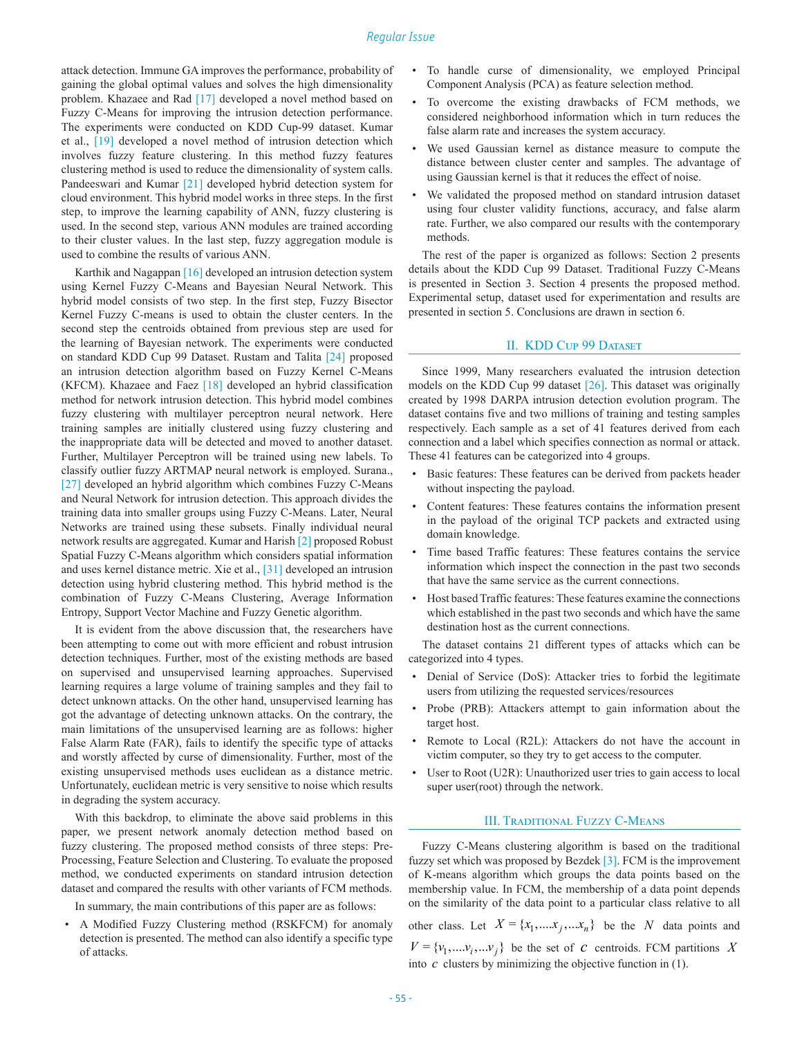attack detection. Immune GA improves the performance, probability of gaining the global optimal values and solves the high dimensionality problem. Khazaee and Rad [17] developed a novel method based on Fuzzy C-Means for improving the intrusion detection performance. The experiments were conducted on KDD Cup-99 dataset. Kumar et al., [19] developed a novel method of intrusion detection which involves fuzzy feature clustering. In this method fuzzy features clustering method is used to reduce the dimensionality of system calls. Pandeeswari and Kumar [21] developed hybrid detection system for cloud environment. This hybrid model works in three steps. In the first step, to improve the learning capability of ANN, fuzzy clustering is used. In the second step, various ANN modules are trained according to their cluster values. In the last step, fuzzy aggregation module is used to combine the results of various ANN.

Karthik and Nagappan [16] developed an intrusion detection system using Kernel Fuzzy C-Means and Bayesian Neural Network. This hybrid model consists of two step. In the first step, Fuzzy Bisector Kernel Fuzzy C-means is used to obtain the cluster centers. In the second step the centroids obtained from previous step are used for the learning of Bayesian network. The experiments were conducted on standard KDD Cup 99 Dataset. Rustam and Talita [24] proposed an intrusion detection algorithm based on Fuzzy Kernel C-Means (KFCM). Khazaee and Faez [18] developed an hybrid classification method for network intrusion detection. This hybrid model combines fuzzy clustering with multilayer perceptron neural network. Here training samples are initially clustered using fuzzy clustering and the inappropriate data will be detected and moved to another dataset. Further, Multilayer Perceptron will be trained using new labels. To classify outlier fuzzy ARTMAP neural network is employed. Surana., [27] developed an hybrid algorithm which combines Fuzzy C-Means and Neural Network for intrusion detection. This approach divides the training data into smaller groups using Fuzzy C-Means. Later, Neural Networks are trained using these subsets. Finally individual neural network results are aggregated. Kumar and Harish [2] proposed Robust Spatial Fuzzy C-Means algorithm which considers spatial information and uses kernel distance metric. Xie et al., [31] developed an intrusion detection using hybrid clustering method. This hybrid method is the combination of Fuzzy C-Means Clustering, Average Information Entropy, Support Vector Machine and Fuzzy Genetic algorithm.

It is evident from the above discussion that, the researchers have been attempting to come out with more efficient and robust intrusion detection techniques. Further, most of the existing methods are based on supervised and unsupervised learning approaches. Supervised learning requires a large volume of training samples and they fail to detect unknown attacks. On the other hand, unsupervised learning has got the advantage of detecting unknown attacks. On the contrary, the main limitations of the unsupervised learning are as follows: higher False Alarm Rate (FAR), fails to identify the specific type of attacks and worstly affected by curse of dimensionality. Further, most of the existing unsupervised methods uses euclidean as a distance metric. Unfortunately, euclidean metric is very sensitive to noise which results in degrading the system accuracy.

With this backdrop, to eliminate the above said problems in this paper, we present network anomaly detection method based on fuzzy clustering. The proposed method consists of three steps: Pre-Processing, Feature Selection and Clustering. To evaluate the proposed method, we conducted experiments on standard intrusion detection dataset and compared the results with other variants of FCM methods.

In summary, the main contributions of this paper are as follows:

- A Modified Fuzzy Clustering method (RSKFCM) for anomaly detection is presented. The method can also identify a specific type of attacks.
- To handle curse of dimensionality, we employed Principal Component Analysis (PCA) as feature selection method.
- To overcome the existing drawbacks of FCM methods, we considered neighborhood information which in turn reduces the false alarm rate and increases the system accuracy.
- We used Gaussian kernel as distance measure to compute the distance between cluster center and samples. The advantage of using Gaussian kernel is that it reduces the effect of noise.
- We validated the proposed method on standard intrusion dataset using four cluster validity functions, accuracy, and false alarm rate. Further, we also compared our results with the contemporary methods.

The rest of the paper is organized as follows: Section 2 presents details about the KDD Cup 99 Dataset. Traditional Fuzzy C-Means is presented in Section 3. Section 4 presents the proposed method. Experimental setup, dataset used for experimentation and results are presented in section 5. Conclusions are drawn in section 6.

## II. KDD Cup 99 Dataset

Since 1999, Many researchers evaluated the intrusion detection models on the KDD Cup 99 dataset [26]. This dataset was originally created by 1998 DARPA intrusion detection evolution program. The dataset contains five and two millions of training and testing samples respectively. Each sample as a set of 41 features derived from each connection and a label which specifies connection as normal or attack. These 41 features can be categorized into 4 groups.

- Basic features: These features can be derived from packets header without inspecting the payload.
- Content features: These features contains the information present in the payload of the original TCP packets and extracted using domain knowledge.
- Time based Traffic features: These features contains the service information which inspect the connection in the past two seconds that have the same service as the current connections.
- Host based Traffic features: These features examine the connections which established in the past two seconds and which have the same destination host as the current connections.

The dataset contains 21 different types of attacks which can be categorized into 4 types.

- Denial of Service (DoS): Attacker tries to forbid the legitimate users from utilizing the requested services/resources
- Probe (PRB): Attackers attempt to gain information about the target host.
- Remote to Local (R2L): Attackers do not have the account in victim computer, so they try to get access to the computer.
- User to Root (U2R): Unauthorized user tries to gain access to local super user(root) through the network.

## III. Traditional Fuzzy C-Means

Fuzzy C-Means clustering algorithm is based on the traditional fuzzy set which was proposed by Bezdek [3]. FCM is the improvement of K-means algorithm which groups the data points based on the membership value. In FCM, the membership of a data point depends on the similarity of the data point to a particular class relative to all other class. Let $X = \{x_1, ....x_j, ...x_n\}$ be the $N$ data points and $V = \{v_1, ....v_i, ...v_j\}$ be the set of $c$ centroids. FCM partitions $X$ into $c$ clusters by minimizing the objective function in (1).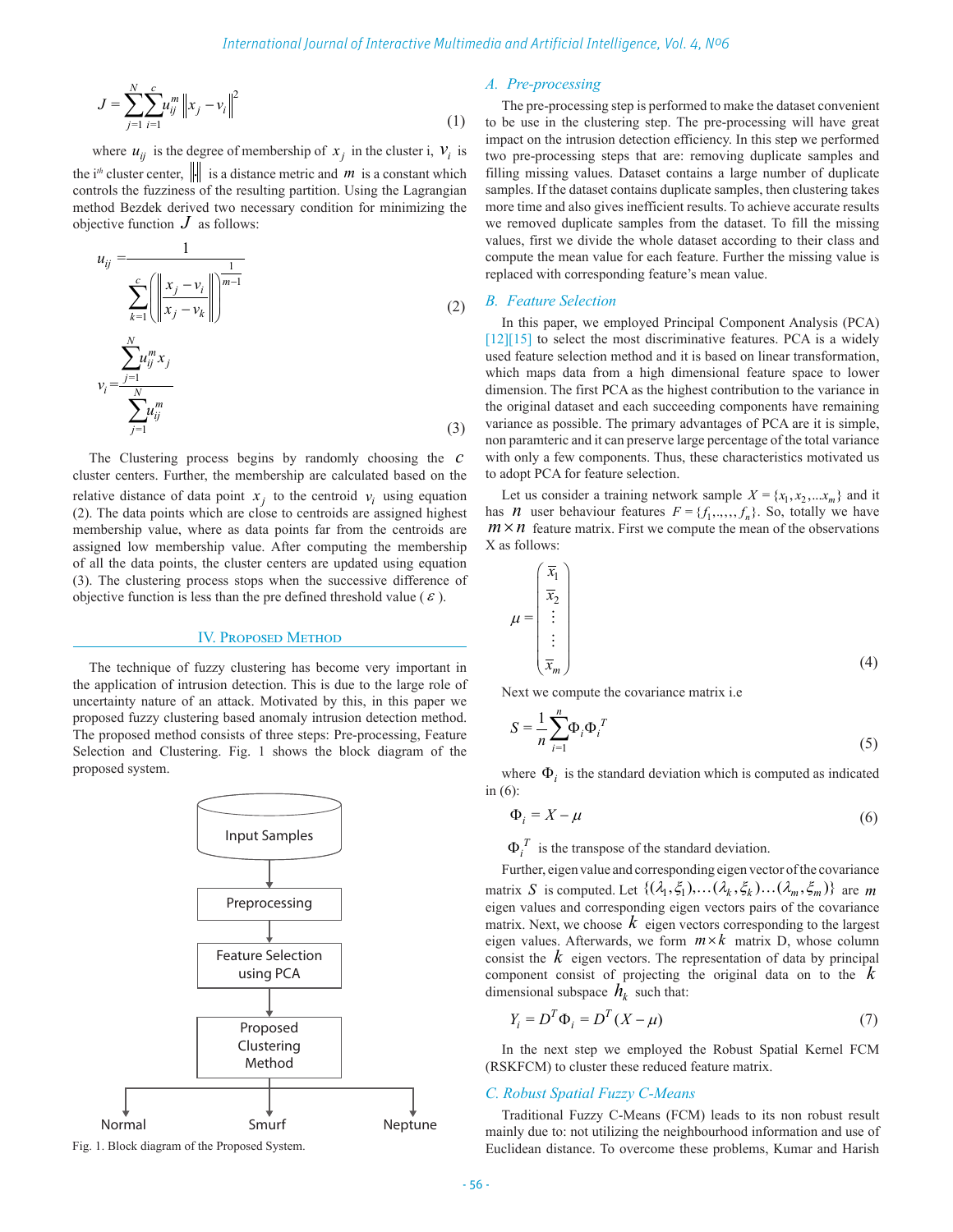$$J = \sum_{j=1}^{N}\sum_{i=1}^{c} u_{ij}^{m} \left\| x_j - v_i \right\|^2 \tag{1}$$

where $u_{ij}$ is the degree of membership of $x_j$ in the cluster i, $v_i$ is the i^th cluster center, $\|\cdot\|$ is a distance metric and $m$ is a constant which controls the fuzziness of the resulting partition. Using the Lagrangian method Bezdek derived two necessary condition for minimizing the objective function $J$ as follows:

$$u_{ij} = \frac{1}{\sum_{k=1}^{c}\left(\left\|\frac{x_j - v_i}{x_j - v_k}\right\|\right)^{\frac{1}{m-1}}} \tag{2}$$

$$v_i = \frac{\sum_{j=1}^{N} u_{ij}^{m} x_j}{\sum_{j=1}^{N} u_{ij}^{m}} \tag{3}$$

The Clustering process begins by randomly choosing the $c$ cluster centers. Further, the membership are calculated based on the relative distance of data point $x_j$ to the centroid $v_i$ using equation (2). The data points which are close to centroids are assigned highest membership value, where as data points far from the centroids are assigned low membership value. After computing the membership of all the data points, the cluster centers are updated using equation (3). The clustering process stops when the successive difference of objective function is less than the pre defined threshold value ( $\varepsilon$ ).

## IV. Proposed Method

The technique of fuzzy clustering has become very important in the application of intrusion detection. This is due to the large role of uncertainty nature of an attack. Motivated by this, in this paper we proposed fuzzy clustering based anomaly intrusion detection method. The proposed method consists of three steps: Pre-processing, Feature Selection and Clustering. Fig. 1 shows the block diagram of the proposed system.

Input Samples → Preprocessing → Feature Selection using PCA → Proposed Clustering Method → Normal / Smurf / Neptune

Fig. 1. Block diagram of the Proposed System.

### A. Pre-processing

The pre-processing step is performed to make the dataset convenient to be use in the clustering step. The pre-processing will have great impact on the intrusion detection efficiency. In this step we performed two pre-processing steps that are: removing duplicate samples and filling missing values. Dataset contains a large number of duplicate samples. If the dataset contains duplicate samples, then clustering takes more time and also gives inefficient results. To achieve accurate results we removed duplicate samples from the dataset. To fill the missing values, first we divide the whole dataset according to their class and compute the mean value for each feature. Further the missing value is replaced with corresponding feature's mean value.

### B. Feature Selection

In this paper, we employed Principal Component Analysis (PCA) [12][15] to select the most discriminative features. PCA is a widely used feature selection method and it is based on linear transformation, which maps data from a high dimensional feature space to lower dimension. The first PCA as the highest contribution to the variance in the original dataset and each succeeding components have remaining variance as possible. The primary advantages of PCA are it is simple, non paramteric and it can preserve large percentage of the total variance with only a few components. Thus, these characteristics motivated us to adopt PCA for feature selection.

Let us consider a training network sample $X = \{x_1, x_2, \ldots x_m\}$ and it has $n$ user behaviour features $F = \{f_1, \ldots, f_n\}$. So, totally we have $m \times n$ feature matrix. First we compute the mean of the observations X as follows:

$$\mu = \begin{pmatrix} \bar{x}_1 \\ \bar{x}_2 \\ \vdots \\ \vdots \\ \bar{x}_m \end{pmatrix} \tag{4}$$

Next we compute the covariance matrix i.e

$$S = \frac{1}{n}\sum_{i=1}^{n} \Phi_i \Phi_i^{T} \tag{5}$$

where $\Phi_i$ is the standard deviation which is computed as indicated in (6):

$$\Phi_i = X - \mu \tag{6}$$

$\Phi_i^{T}$ is the transpose of the standard deviation.

Further, eigen value and corresponding eigen vector of the covariance matrix $S$ is computed. Let $\{(\lambda_1, \xi_1), \ldots (\lambda_k, \xi_k) \ldots (\lambda_m, \xi_m)\}$ are $m$ eigen values and corresponding eigen vectors pairs of the covariance matrix. Next, we choose $k$ eigen vectors corresponding to the largest eigen values. Afterwards, we form $m \times k$ matrix D, whose column consist the $k$ eigen vectors. The representation of data by principal component consist of projecting the original data on to the $k$ dimensional subspace $h_k$ such that:

$$Y_i = D^T \Phi_i = D^T (X - \mu) \tag{7}$$

In the next step we employed the Robust Spatial Kernel FCM (RSKFCM) to cluster these reduced feature matrix.

### C. Robust Spatial Fuzzy C-Means

Traditional Fuzzy C-Means (FCM) leads to its non robust result mainly due to: not utilizing the neighbourhood information and use of Euclidean distance. To overcome these problems, Kumar and Harish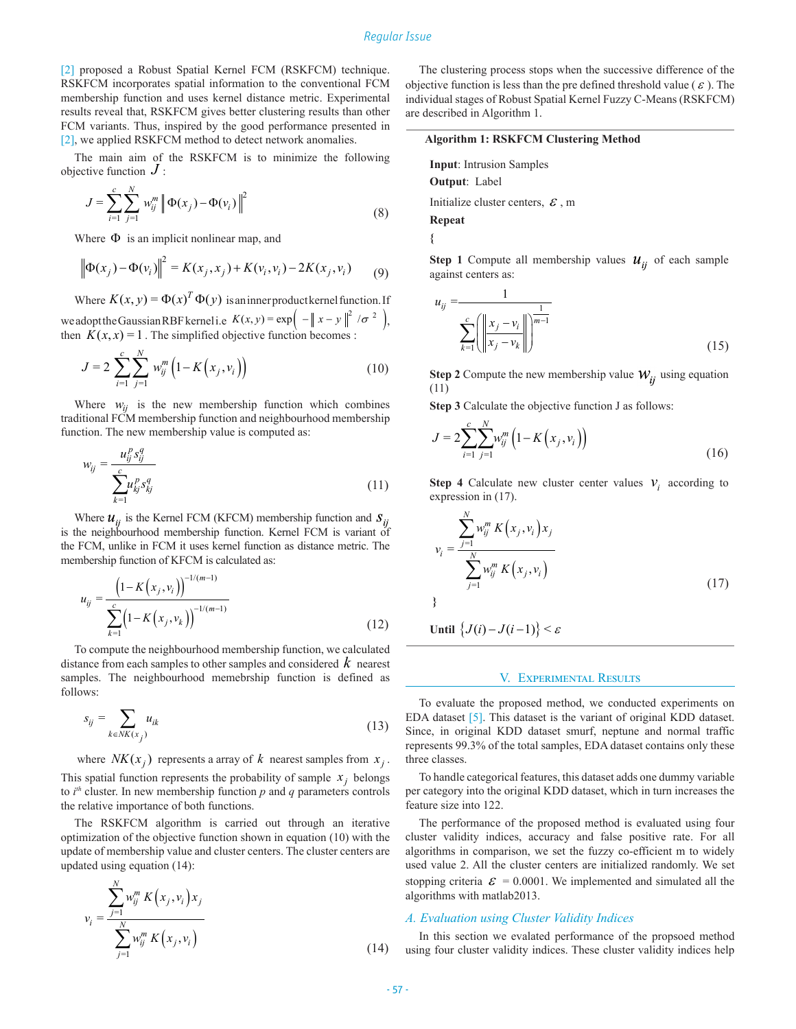[2] proposed a Robust Spatial Kernel FCM (RSKFCM) technique. RSKFCM incorporates spatial information to the conventional FCM membership function and uses kernel distance metric. Experimental results reveal that, RSKFCM gives better clustering results than other FCM variants. Thus, inspired by the good performance presented in [2], we applied RSKFCM method to detect network anomalies.

The main aim of the RSKFCM is to minimize the following objective function $J$ :

$$J = \sum_{i=1}^{c}\sum_{j=1}^{N} w_{ij}^{m} \left\| \Phi(x_j) - \Phi(v_i) \right\|^2 \tag{8}$$

Where $\Phi$ is an implicit nonlinear map, and

$$\left\| \Phi(x_j) - \Phi(v_i) \right\|^2 = K(x_j, x_j) + K(v_i, v_i) - 2K(x_j, v_i) \tag{9}$$

Where $K(x,y) = \Phi(x)^T \Phi(y)$ is an inner product kernel function. If we adopt the Gaussian RBF kernel i.e $K(x,y) = \exp\left( -\| x-y \|^2 / \sigma^2 \right)$, then $K(x,x) = 1$. The simplified objective function becomes :

$$J = 2\sum_{i=1}^{c}\sum_{j=1}^{N} w_{ij}^{m} \left(1 - K\left(x_j, v_i\right)\right) \tag{10}$$

Where $w_{ij}$ is the new membership function which combines traditional FCM membership function and neighbourhood membership function. The new membership value is computed as:

$$w_{ij} = \frac{u_{ij}^{p} s_{ij}^{q}}{\sum_{k=1}^{c} u_{kj}^{p} s_{kj}^{q}} \tag{11}$$

Where $u_{ij}$ is the Kernel FCM (KFCM) membership function and $s_{ij}$ is the neighbourhood membership function. Kernel FCM is variant of the FCM, unlike in FCM it uses kernel function as distance metric. The membership function of KFCM is calculated as:

$$u_{ij} = \frac{\left(1 - K\left(x_j, v_i\right)\right)^{-1/(m-1)}}{\sum_{k=1}^{c}\left(1 - K\left(x_j, v_k\right)\right)^{-1/(m-1)}} \tag{12}$$

To compute the neighbourhood membership function, we calculated distance from each samples to other samples and considered $k$ nearest samples. The neighbourhood memebrship function is defined as follows:

$$s_{ij} = \sum_{k \in NK(x_j)} u_{ik} \tag{13}$$

where $NK(x_j)$ represents a array of $k$ nearest samples from $x_j$. This spatial function represents the probability of sample $x_j$ belongs to $i^{th}$ cluster. In new membership function $p$ and $q$ parameters controls the relative importance of both functions.

The RSKFCM algorithm is carried out through an iterative optimization of the objective function shown in equation (10) with the update of membership value and cluster centers. The cluster centers are updated using equation (14):

$$v_i = \frac{\sum_{j=1}^{N} w_{ij}^{m} K\left(x_j, v_i\right) x_j}{\sum_{j=1}^{N} w_{ij}^{m} K\left(x_j, v_i\right)} \tag{14}$$

The clustering process stops when the successive difference of the objective function is less than the pre defined threshold value ( $\varepsilon$ ). The individual stages of Robust Spatial Kernel Fuzzy C-Means (RSKFCM) are described in Algorithm 1.

---

**Algorithm 1: RSKFCM Clustering Method**

**Input**: Intrusion Samples

**Output**: Label

Initialize cluster centers, $\varepsilon$ , m

**Repeat**

{

**Step 1** Compute all membership values $u_{ij}$ of each sample against centers as:

$$u_{ij} = \frac{1}{\sum_{k=1}^{c}\left(\frac{\left\| x_j - v_i \right\|}{\left\| x_j - v_k \right\|}\right)^{\frac{1}{m-1}}} \tag{15}$$

**Step 2** Compute the new membership value $w_{ij}$ using equation (11)

**Step 3** Calculate the objective function J as follows:

$$J = 2\sum_{i=1}^{c}\sum_{j=1}^{N} w_{ij}^{m} \left(1 - K\left(x_j, v_i\right)\right) \tag{16}$$

**Step 4** Calculate new cluster center values $v_i$ according to expression in (17).

$$v_i = \frac{\sum_{j=1}^{N} w_{ij}^{m} K\left(x_j, v_i\right) x_j}{\sum_{j=1}^{N} w_{ij}^{m} K\left(x_j, v_i\right)} \tag{17}$$

}

**Until** $\left\{ J(i) - J(i-1) \right\} < \varepsilon$

---

## V. Experimental Results

To evaluate the proposed method, we conducted experiments on EDA dataset [5]. This dataset is the variant of original KDD dataset. Since, in original KDD dataset smurf, neptune and normal traffic represents 99.3% of the total samples, EDA dataset contains only these three classes.

To handle categorical features, this dataset adds one dummy variable per category into the original KDD dataset, which in turn increases the feature size into 122.

The performance of the proposed method is evaluated using four cluster validity indices, accuracy and false positive rate. For all algorithms in comparison, we set the fuzzy co-efficient m to widely used value 2. All the cluster centers are initialized randomly. We set stopping criteria $\varepsilon$ = 0.0001. We implemented and simulated all the algorithms with matlab2013.

### *A. Evaluation using Cluster Validity Indices*

In this section we evalated performance of the propsoed method using four cluster validity indices. These cluster validity indices help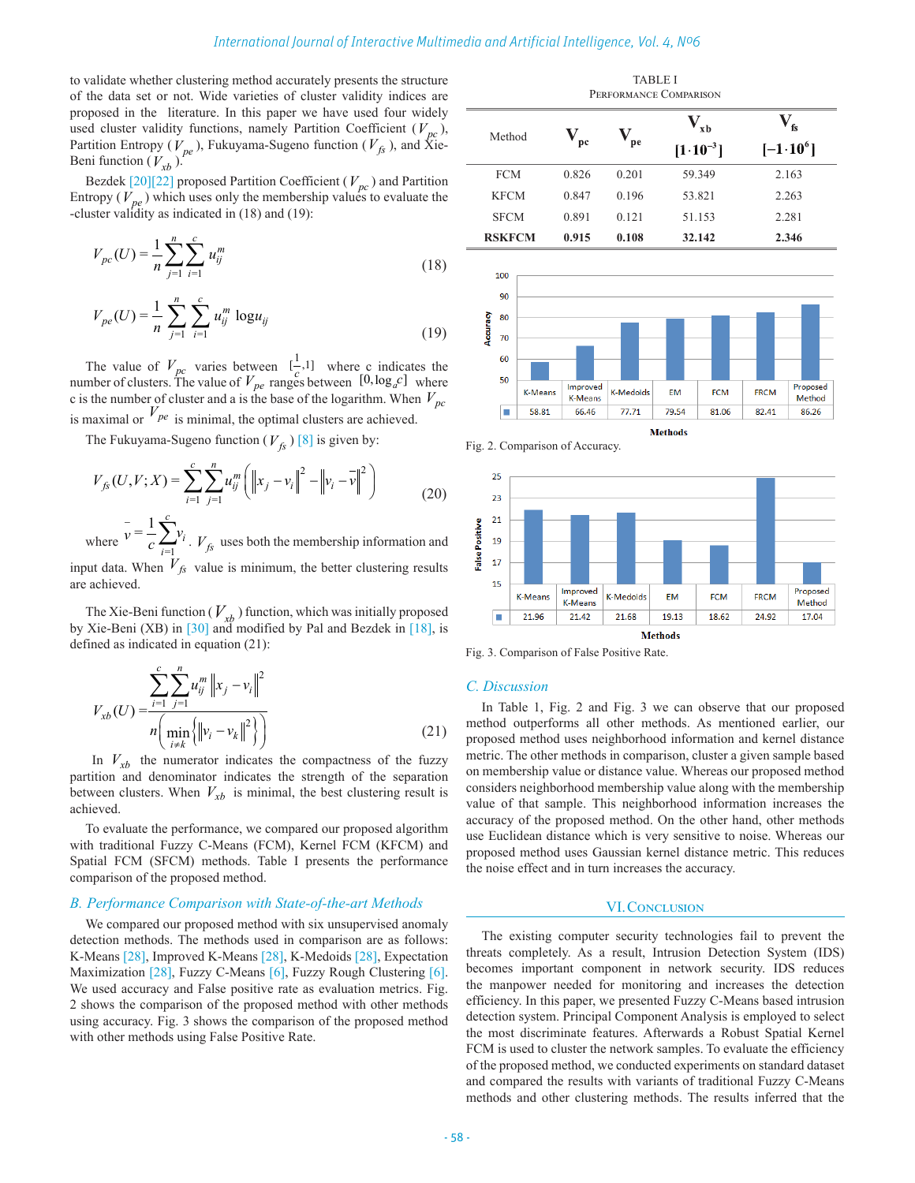to validate whether clustering method accurately presents the structure of the data set or not. Wide varieties of cluster validity indices are proposed in the literature. In this paper we have used four widely used cluster validity functions, namely Partition Coefficient ($V_{pc}$), Partition Entropy ($V_{pe}$), Fukuyama-Sugeno function ($V_{fs}$), and Xie-Beni function ($V_{xb}$).

Bezdek [20][22] proposed Partition Coefficient ($V_{pc}$) and Partition Entropy ($V_{pe}$) which uses only the membership values to evaluate the -cluster validity as indicated in (18) and (19):

$$V_{pc}(U) = \frac{1}{n}\sum_{j=1}^{n}\sum_{i=1}^{c} u_{ij}^{m} \tag{18}$$

$$V_{pe}(U) = \frac{1}{n}\sum_{j=1}^{n}\sum_{i=1}^{c} u_{ij}^{m} \log u_{ij} \tag{19}$$

The value of $V_{pc}$ varies between $[\frac{1}{c},1]$ where c indicates the number of clusters. The value of $V_{pe}$ ranges between $[0,\log_a c]$ where c is the number of cluster and a is the base of the logarithm. When $V_{pc}$ is maximal or $V_{pe}$ is minimal, the optimal clusters are achieved.

The Fukuyama-Sugeno function ($V_{fs}$) [8] is given by:

$$V_{fs}(U,V;X) = \sum_{i=1}^{c}\sum_{j=1}^{n} u_{ij}^{m}\left(\left\|x_j - v_i\right\|^2 - \left\|v_i - \bar{v}\right\|^2\right) \tag{20}$$

where $\bar{v} = \frac{1}{c}\sum_{i=1}^{c} v_i$. $V_{fs}$ uses both the membership information and input data. When $V_{fs}$ value is minimum, the better clustering results are achieved.

The Xie-Beni function ($V_{xb}$) function, which was initially proposed by Xie-Beni (XB) in [30] and modified by Pal and Bezdek in [18], is defined as indicated in equation (21):

$$V_{xb}(U) = \frac{\sum_{i=1}^{c}\sum_{j=1}^{n} u_{ij}^{m}\left\|x_j - v_i\right\|^2}{n\left(\min_{i \neq k}\left\{\left\|v_i - v_k\right\|^2\right\}\right)} \tag{21}$$

In $V_{xb}$ the numerator indicates the compactness of the fuzzy partition and denominator indicates the strength of the separation between clusters. When $V_{xb}$ is minimal, the best clustering result is achieved.

To evaluate the performance, we compared our proposed algorithm with traditional Fuzzy C-Means (FCM), Kernel FCM (KFCM) and Spatial FCM (SFCM) methods. Table I presents the performance comparison of the proposed method.

## B. Performance Comparison with State-of-the-art Methods

We compared our proposed method with six unsupervised anomaly detection methods. The methods used in comparison are as follows: K-Means [28], Improved K-Means [28], K-Medoids [28], Expectation Maximization [28], Fuzzy C-Means [6], Fuzzy Rough Clustering [6]. We used accuracy and False positive rate as evaluation metrics. Fig. 2 shows the comparison of the proposed method with other methods using accuracy. Fig. 3 shows the comparison of the proposed method with other methods using False Positive Rate.

TABLE I
PERFORMANCE COMPARISON

| Method | $V_{pc}$ | $V_{pe}$ | $V_{xb}$ $[1\cdot10^{-3}]$ | $V_{fs}$ $[-1\cdot10^{6}]$ |
|---|---|---|---|---|
| FCM | 0.826 | 0.201 | 59.349 | 2.163 |
| KFCM | 0.847 | 0.196 | 53.821 | 2.263 |
| SFCM | 0.891 | 0.121 | 51.153 | 2.281 |
| **RSKFCM** | **0.915** | **0.108** | **32.142** | **2.346** |

| Methods | K-Means | Improved K-Means | K-Medoids | EM | FCM | FRCM | Proposed Method |
|---|---|---|---|---|---|---|---|
| Accuracy | 58.81 | 66.46 | 77.71 | 79.54 | 81.06 | 82.41 | 86.26 |

Fig. 2. Comparison of Accuracy.

| Methods | K-Means | Improved K-Means | K-Medoids | EM | FCM | FRCM | Proposed Method |
|---|---|---|---|---|---|---|---|
| False Positive | 21.96 | 21.42 | 21.68 | 19.13 | 18.62 | 24.92 | 17.04 |

Fig. 3. Comparison of False Positive Rate.

## C. Discussion

In Table 1, Fig. 2 and Fig. 3 we can observe that our proposed method outperforms all other methods. As mentioned earlier, our proposed method uses neighborhood information and kernel distance metric. The other methods in comparison, cluster a given sample based on membership value or distance value. Whereas our proposed method considers neighborhood membership value along with the membership value of that sample. This neighborhood information increases the accuracy of the proposed method. On the other hand, other methods use Euclidean distance which is very sensitive to noise. Whereas our proposed method uses Gaussian kernel distance metric. This reduces the noise effect and in turn increases the accuracy.

# VI. Conclusion

The existing computer security technologies fail to prevent the threats completely. As a result, Intrusion Detection System (IDS) becomes important component in network security. IDS reduces the manpower needed for monitoring and increases the detection efficiency. In this paper, we presented Fuzzy C-Means based intrusion detection system. Principal Component Analysis is employed to select the most discriminate features. Afterwards a Robust Spatial Kernel FCM is used to cluster the network samples. To evaluate the efficiency of the proposed method, we conducted experiments on standard dataset and compared the results with variants of traditional Fuzzy C-Means methods and other clustering methods. The results inferred that the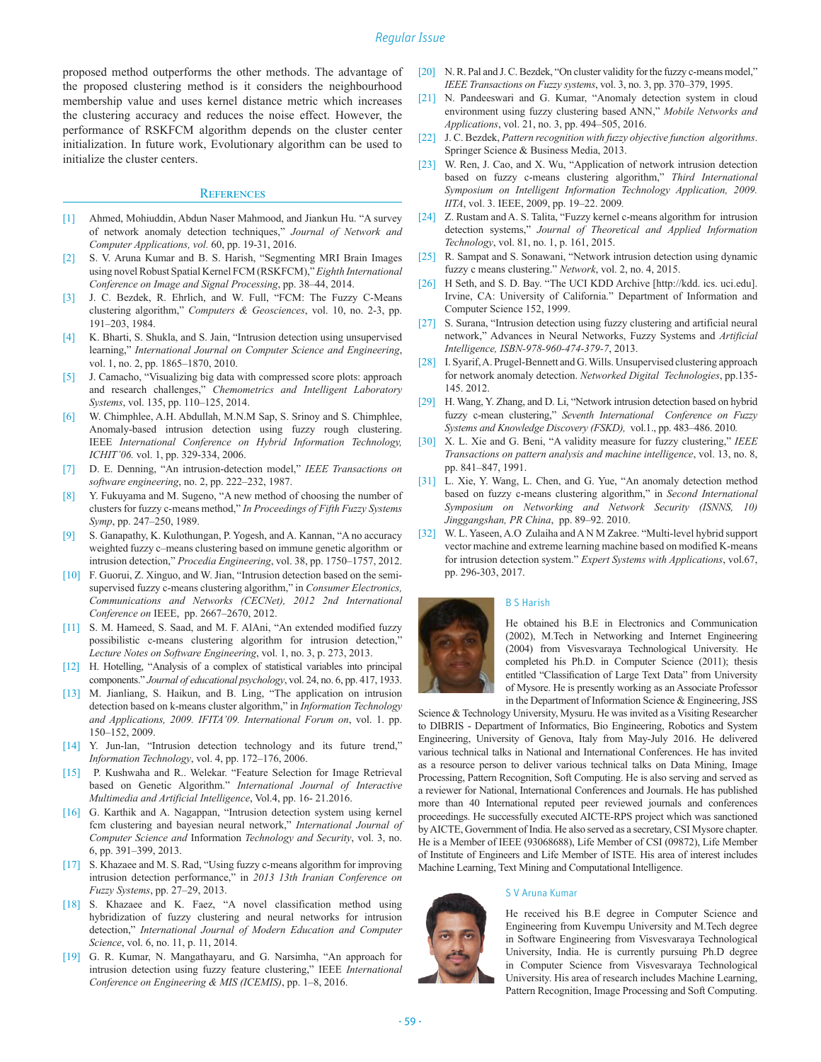proposed method outperforms the other methods. The advantage of the proposed clustering method is it considers the neighbourhood membership value and uses kernel distance metric which increases the clustering accuracy and reduces the noise effect. However, the performance of RSKFCM algorithm depends on the cluster center initialization. In future work, Evolutionary algorithm can be used to initialize the cluster centers.

## References

[1] Ahmed, Mohiuddin, Abdun Naser Mahmood, and Jiankun Hu. "A survey of network anomaly detection techniques," *Journal of Network and Computer Applications, vol.* 60, pp. 19-31, 2016.

[2] S. V. Aruna Kumar and B. S. Harish, "Segmenting MRI Brain Images using novel Robust Spatial Kernel FCM (RSKFCM)," *Eighth International Conference on Image and Signal Processing*, pp. 38–44, 2014.

[3] J. C. Bezdek, R. Ehrlich, and W. Full, "FCM: The Fuzzy C-Means clustering algorithm," *Computers & Geosciences*, vol. 10, no. 2-3, pp. 191–203, 1984.

[4] K. Bharti, S. Shukla, and S. Jain, "Intrusion detection using unsupervised learning," *International Journal on Computer Science and Engineering*, vol. 1, no. 2, pp. 1865–1870, 2010.

[5] J. Camacho, "Visualizing big data with compressed score plots: approach and research challenges," *Chemometrics and Intelligent Laboratory Systems*, vol. 135, pp. 110–125, 2014.

[6] W. Chimphlee, A.H. Abdullah, M.N.M Sap, S. Srinoy and S. Chimphlee, Anomaly-based intrusion detection using fuzzy rough clustering. IEEE *International Conference on Hybrid Information Technology, ICHIT'06.* vol. 1, pp. 329-334, 2006.

[7] D. E. Denning, "An intrusion-detection model," *IEEE Transactions on software engineering*, no. 2, pp. 222–232, 1987.

[8] Y. Fukuyama and M. Sugeno, "A new method of choosing the number of clusters for fuzzy c-means method," *In Proceedings of Fifth Fuzzy Systems Symp*, pp. 247–250, 1989.

[9] S. Ganapathy, K. Kulothungan, P. Yogesh, and A. Kannan, "A no accuracy weighted fuzzy c–means clustering based on immune genetic algorithm or intrusion detection," *Procedia Engineering*, vol. 38, pp. 1750–1757, 2012.

[10] F. Guorui, Z. Xinguo, and W. Jian, "Intrusion detection based on the semi-supervised fuzzy c-means clustering algorithm," in *Consumer Electronics, Communications and Networks (CECNet), 2012 2nd International Conference on* IEEE, pp. 2667–2670, 2012.

[11] S. M. Hameed, S. Saad, and M. F. AlAni, "An extended modified fuzzy possibilistic c-means clustering algorithm for intrusion detection," *Lecture Notes on Software Engineering*, vol. 1, no. 3, p. 273, 2013.

[12] H. Hotelling, "Analysis of a complex of statistical variables into principal components." *Journal of educational psychology*, vol. 24, no. 6, pp. 417, 1933.

[13] M. Jianliang, S. Haikun, and B. Ling, "The application on intrusion detection based on k-means cluster algorithm," in *Information Technology and Applications, 2009. IFITA'09. International Forum on*, vol. 1. pp. 150–152, 2009.

[14] Y. Jun-lan, "Intrusion detection technology and its future trend," *Information Technology*, vol. 4, pp. 172–176, 2006.

[15] P. Kushwaha and R.. Welekar. "Feature Selection for Image Retrieval based on Genetic Algorithm." *International Journal of Interactive Multimedia and Artificial Intelligence*, Vol.4, pp. 16- 21.2016.

[16] G. Karthik and A. Nagappan, "Intrusion detection system using kernel fcm clustering and bayesian neural network," *International Journal of Computer Science and* Information *Technology and Security*, vol. 3, no. 6, pp. 391–399, 2013.

[17] S. Khazaee and M. S. Rad, "Using fuzzy c-means algorithm for improving intrusion detection performance," in *2013 13th Iranian Conference on Fuzzy Systems*, pp. 27–29, 2013.

[18] S. Khazaee and K. Faez, "A novel classification method using hybridization of fuzzy clustering and neural networks for intrusion detection," *International Journal of Modern Education and Computer Science*, vol. 6, no. 11, p. 11, 2014.

[19] G. R. Kumar, N. Mangathayaru, and G. Narsimha, "An approach for intrusion detection using fuzzy feature clustering," IEEE *International Conference on Engineering & MIS (ICEMIS)*, pp. 1–8, 2016.

[20] N. R. Pal and J. C. Bezdek, "On cluster validity for the fuzzy c-means model," *IEEE Transactions on Fuzzy systems*, vol. 3, no. 3, pp. 370–379, 1995.

[21] N. Pandeeswari and G. Kumar, "Anomaly detection system in cloud environment using fuzzy clustering based ANN," *Mobile Networks and Applications*, vol. 21, no. 3, pp. 494–505, 2016.

[22] J. C. Bezdek, *Pattern recognition with fuzzy objective function algorithms*. Springer Science & Business Media, 2013.

[23] W. Ren, J. Cao, and X. Wu, "Application of network intrusion detection based on fuzzy c-means clustering algorithm," *Third International Symposium on Intelligent Information Technology Application, 2009. IITA*, vol. 3. IEEE, 2009, pp. 19–22. 2009.

[24] Z. Rustam and A. S. Talita, "Fuzzy kernel c-means algorithm for intrusion detection systems," *Journal of Theoretical and Applied Information Technology*, vol. 81, no. 1, p. 161, 2015.

[25] R. Sampat and S. Sonawani, "Network intrusion detection using dynamic fuzzy c means clustering." *Network*, vol. 2, no. 4, 2015.

[26] H Seth, and S. D. Bay. "The UCI KDD Archive [http://kdd. ics. uci.edu]. Irvine, CA: University of California." Department of Information and Computer Science 152, 1999.

[27] S. Surana, "Intrusion detection using fuzzy clustering and artificial neural network," Advances in Neural Networks, Fuzzy Systems and *Artificial Intelligence, ISBN-978-960-474-379-7*, 2013.

[28] I. Syarif, A. Prugel-Bennett and G. Wills. Unsupervised clustering approach for network anomaly detection. *Networked Digital Technologies*, pp.135-145. 2012.

[29] H. Wang, Y. Zhang, and D. Li, "Network intrusion detection based on hybrid fuzzy c-mean clustering," *Seventh International Conference on Fuzzy Systems and Knowledge Discovery (FSKD),* vol.1., pp. 483–486. 2010.

[30] X. L. Xie and G. Beni, "A validity measure for fuzzy clustering," *IEEE Transactions on pattern analysis and machine intelligence*, vol. 13, no. 8, pp. 841–847, 1991.

[31] L. Xie, Y. Wang, L. Chen, and G. Yue, "An anomaly detection method based on fuzzy c-means clustering algorithm," in *Second International Symposium on Networking and Network Security (ISNNS, 10) Jinggangshan, PR China*, pp. 89–92. 2010.

[32] W. L. Yaseen, A.O Zulaiha and A N M Zakree. "Multi-level hybrid support vector machine and extreme learning machine based on modified K-means for intrusion detection system." *Expert Systems with Applications*, vol.67, pp. 296-303, 2017.

### B S Harish

He obtained his B.E in Electronics and Communication (2002), M.Tech in Networking and Internet Engineering (2004) from Visvesvaraya Technological University. He completed his Ph.D. in Computer Science (2011); thesis entitled "Classification of Large Text Data" from University of Mysore. He is presently working as an Associate Professor in the Department of Information Science & Engineering, JSS Science & Technology University, Mysuru. He was invited as a Visiting Researcher to DIBRIS - Department of Informatics, Bio Engineering, Robotics and System Engineering, University of Genova, Italy from May-July 2016. He delivered various technical talks in National and International Conferences. He has invited as a resource person to deliver various technical talks on Data Mining, Image Processing, Pattern Recognition, Soft Computing. He is also serving and served as a reviewer for National, International Conferences and Journals. He has published more than 40 International reputed peer reviewed journals and conferences proceedings. He successfully executed AICTE-RPS project which was sanctioned by AICTE, Government of India. He also served as a secretary, CSI Mysore chapter. He is a Member of IEEE (93068688), Life Member of CSI (09872), Life Member of Institute of Engineers and Life Member of ISTE. His area of interest includes Machine Learning, Text Mining and Computational Intelligence.

### S V Aruna Kumar

He received his B.E degree in Computer Science and Engineering from Kuvempu University and M.Tech degree in Software Engineering from Visvesvaraya Technological University, India. He is currently pursuing Ph.D degree in Computer Science from Visvesvaraya Technological University. His area of research includes Machine Learning, Pattern Recognition, Image Processing and Soft Computing.